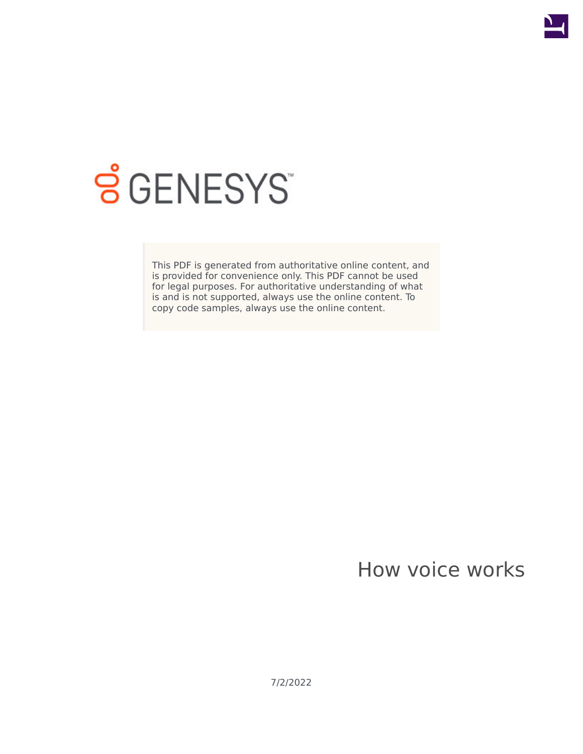This PDF is generated from authoritative online content, and is provided for convenience only. This PDF cannot be used for legal purposes. For authoritative understanding of what is and is not supported, always use the online content. To copy code samples, always use the online content.

# How voice works

7/2/2022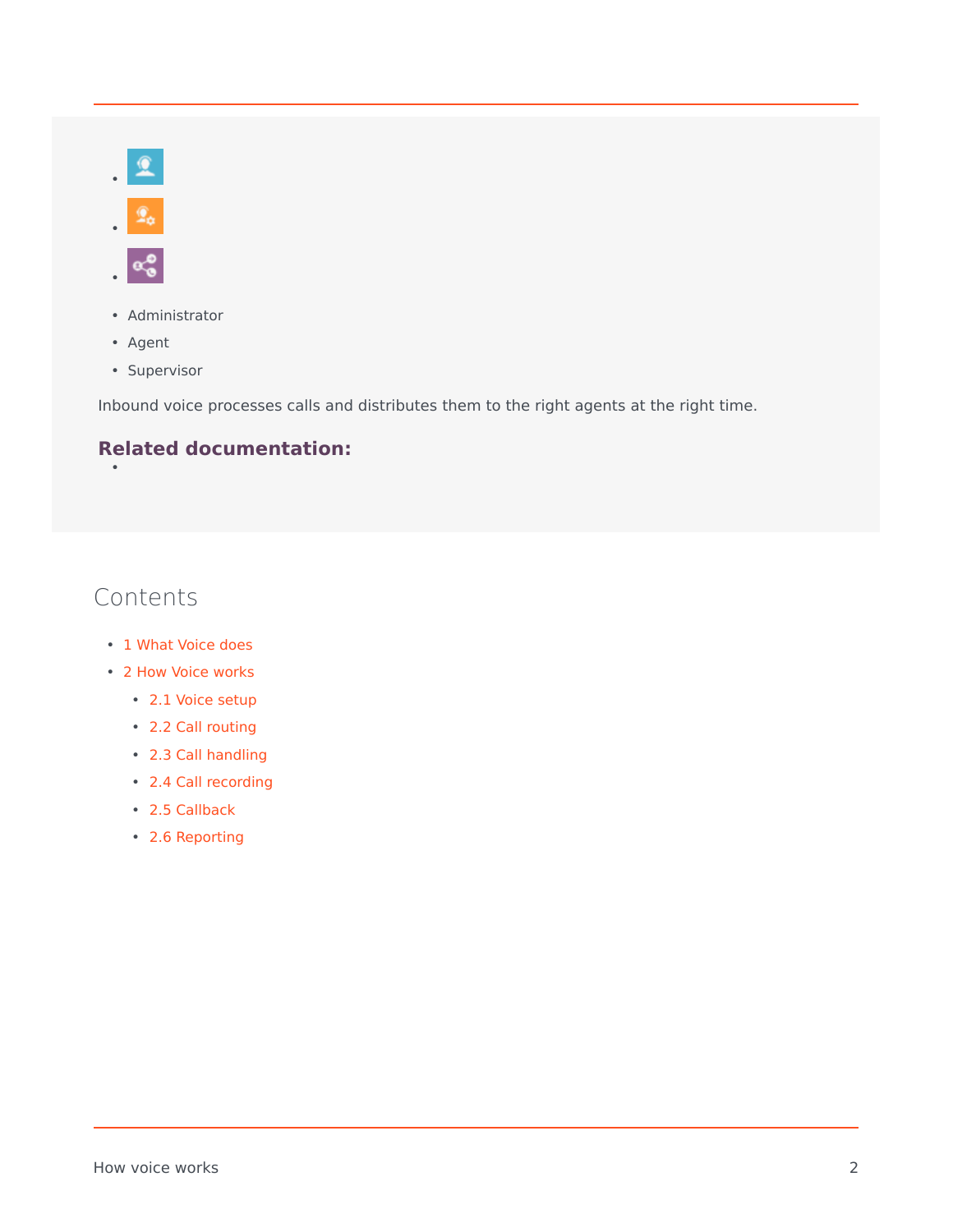- Administrator
- Agent
- Supervisor

Inbound voice processes calls and distributes them to the right agents at the right time.

**Related documentation:**

## Contents

- 1 What Voice does
- 2 How Voice works
  - 2.1 Voice setup
  - 2.2 Call routing
  - 2.3 Call handling
  - 2.4 Call recording
  - 2.5 Callback
  - 2.6 Reporting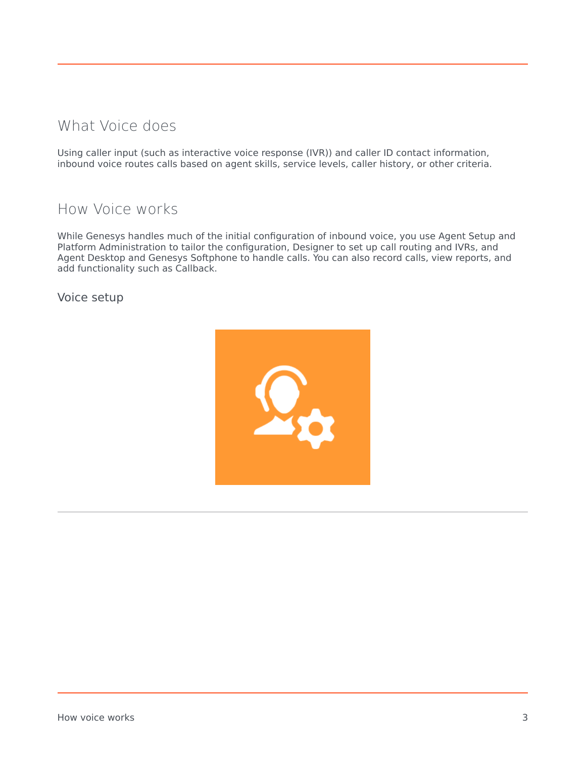## What Voice does

Using caller input (such as interactive voice response (IVR)) and caller ID contact information, inbound voice routes calls based on agent skills, service levels, caller history, or other criteria.

## How Voice works

While Genesys handles much of the initial configuration of inbound voice, you use Agent Setup and Platform Administration to tailor the configuration, Designer to set up call routing and IVRs, and Agent Desktop and Genesys Softphone to handle calls. You can also record calls, view reports, and add functionality such as Callback.

### Voice setup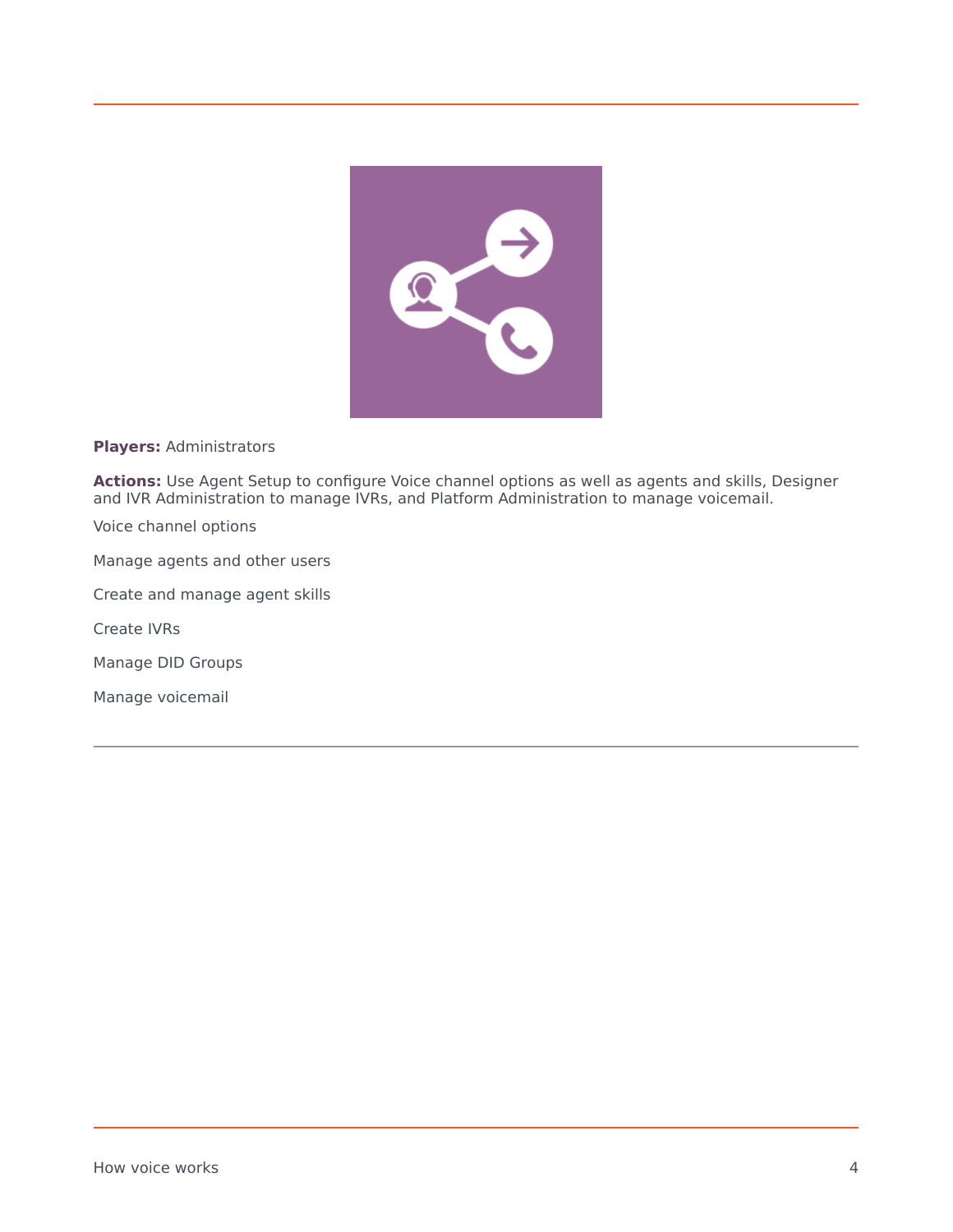**Players:** Administrators

**Actions:** Use Agent Setup to configure Voice channel options as well as agents and skills, Designer and IVR Administration to manage IVRs, and Platform Administration to manage voicemail.

Voice channel options

Manage agents and other users

Create and manage agent skills

Create IVRs

Manage DID Groups

Manage voicemail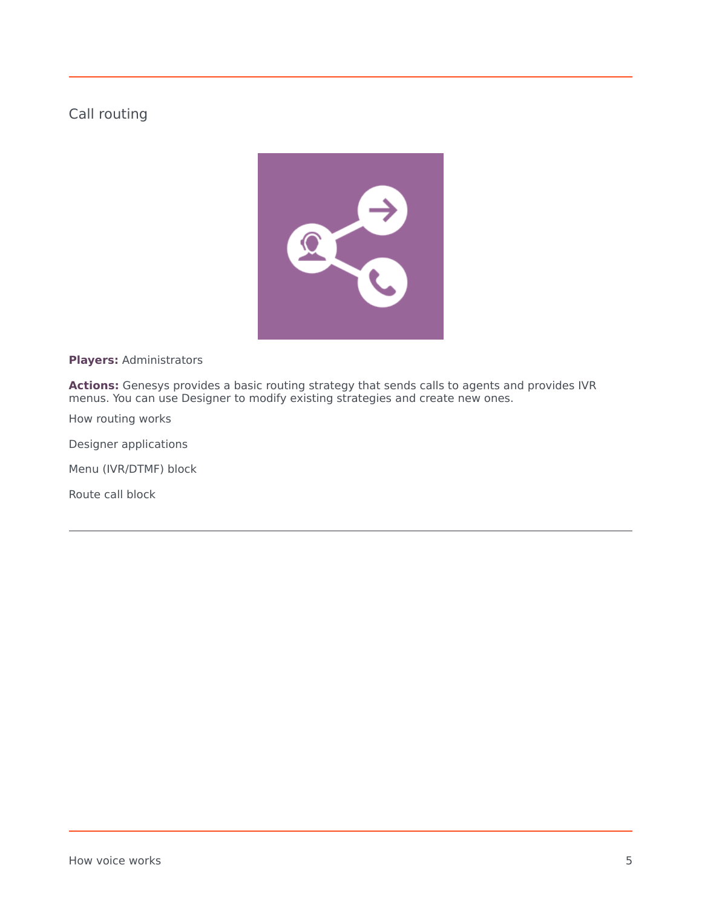## Call routing

**Players:** Administrators

**Actions:** Genesys provides a basic routing strategy that sends calls to agents and provides IVR menus. You can use Designer to modify existing strategies and create new ones.

How routing works

Designer applications

Menu (IVR/DTMF) block

Route call block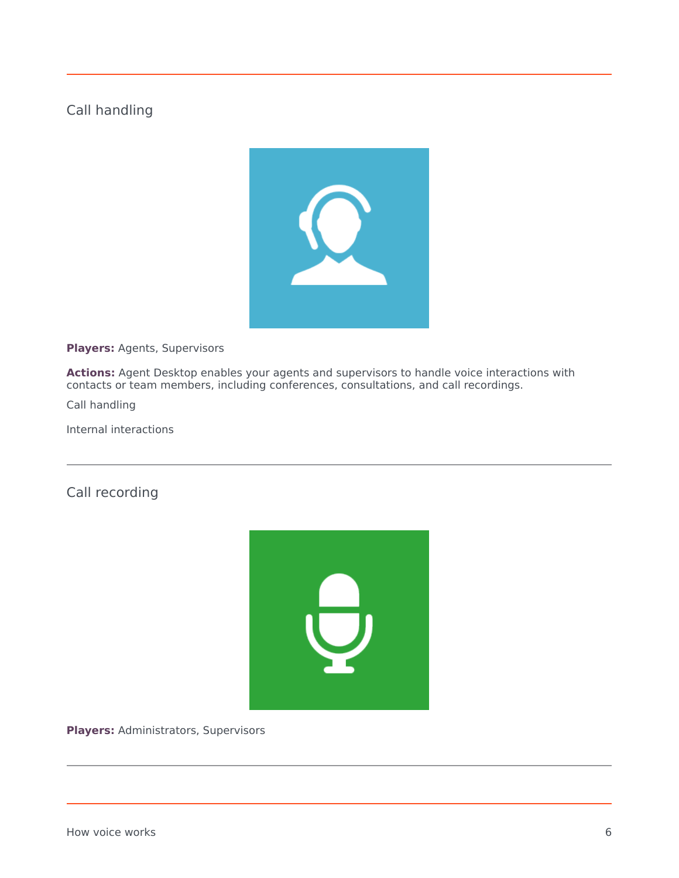## Call handling

**Players:** Agents, Supervisors

**Actions:** Agent Desktop enables your agents and supervisors to handle voice interactions with contacts or team members, including conferences, consultations, and call recordings.

Call handling

Internal interactions

## Call recording

**Players:** Administrators, Supervisors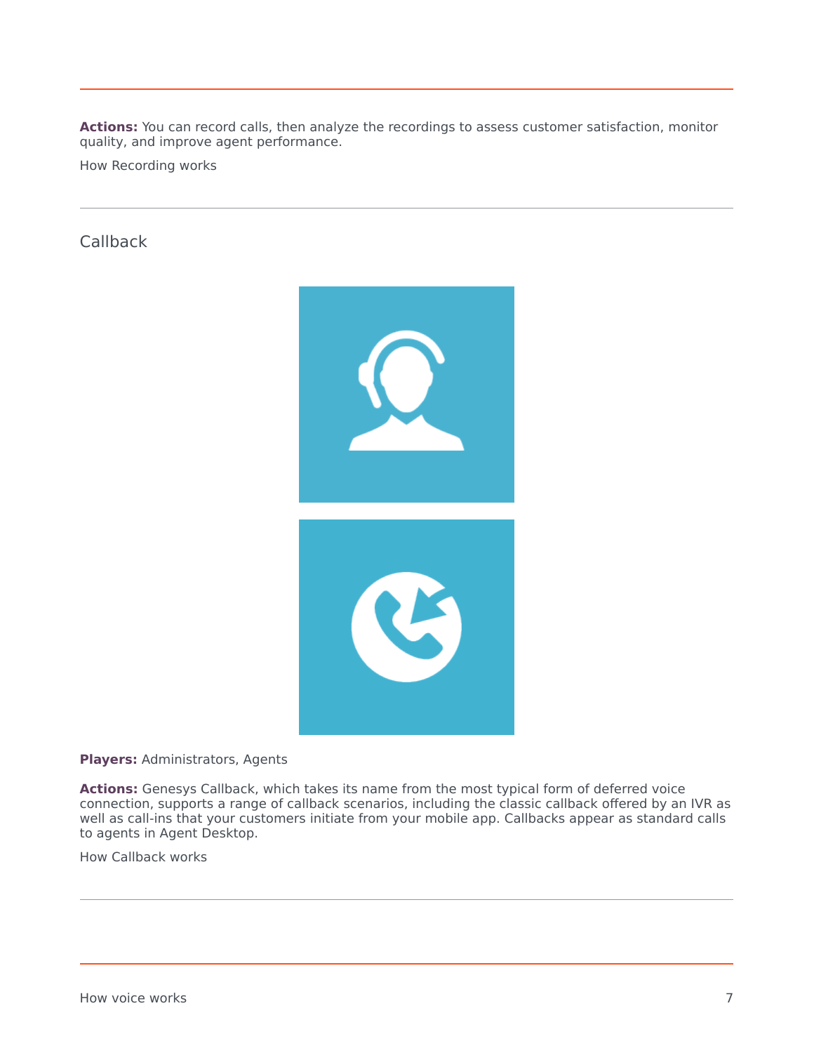**Actions:** You can record calls, then analyze the recordings to assess customer satisfaction, monitor quality, and improve agent performance.

How Recording works

## Callback

**Players:** Administrators, Agents

**Actions:** Genesys Callback, which takes its name from the most typical form of deferred voice connection, supports a range of callback scenarios, including the classic callback offered by an IVR as well as call-ins that your customers initiate from your mobile app. Callbacks appear as standard calls to agents in Agent Desktop.

How Callback works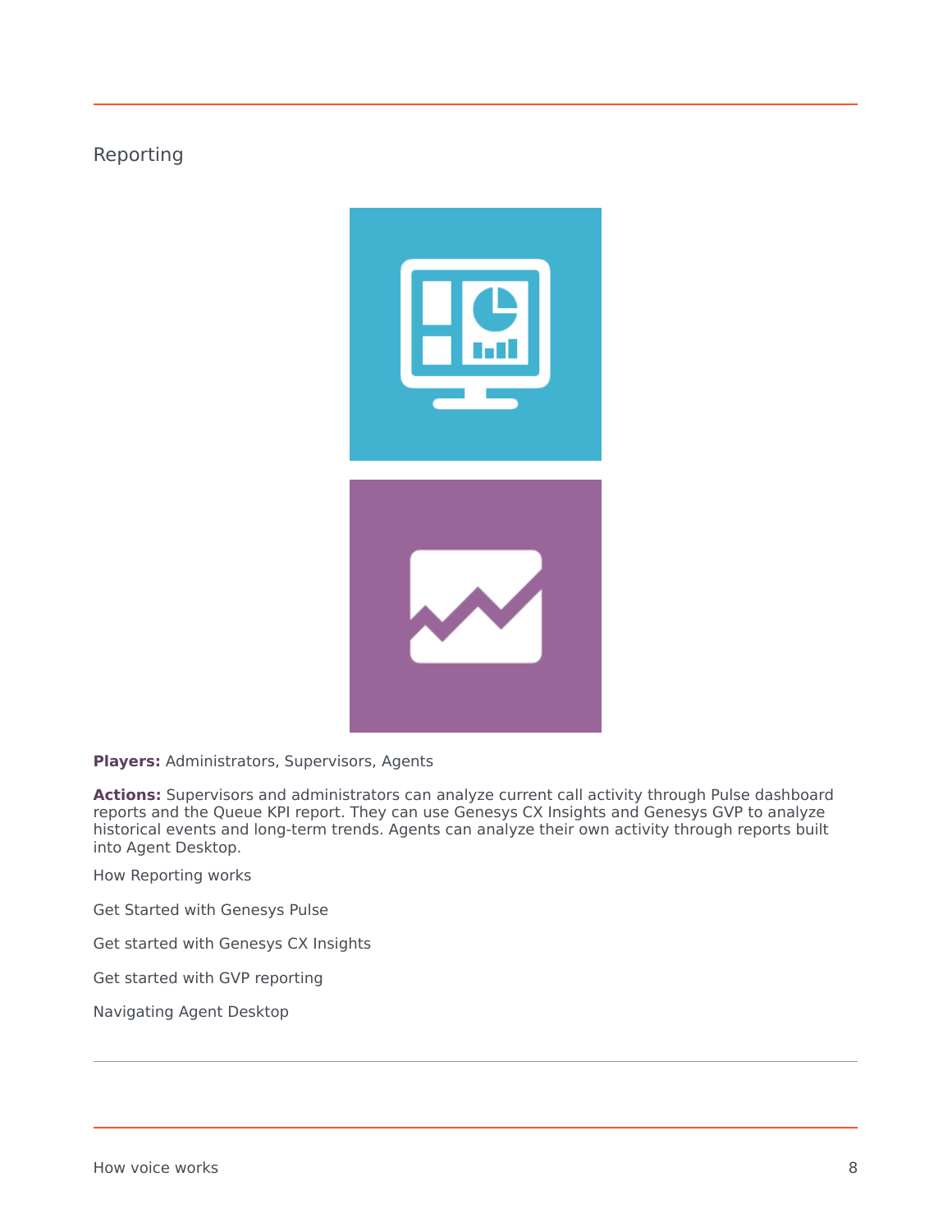## Reporting

**Players:** Administrators, Supervisors, Agents

**Actions:** Supervisors and administrators can analyze current call activity through Pulse dashboard reports and the Queue KPI report. They can use Genesys CX Insights and Genesys GVP to analyze historical events and long-term trends. Agents can analyze their own activity through reports built into Agent Desktop.

How Reporting works

Get Started with Genesys Pulse

Get started with Genesys CX Insights

Get started with GVP reporting

Navigating Agent Desktop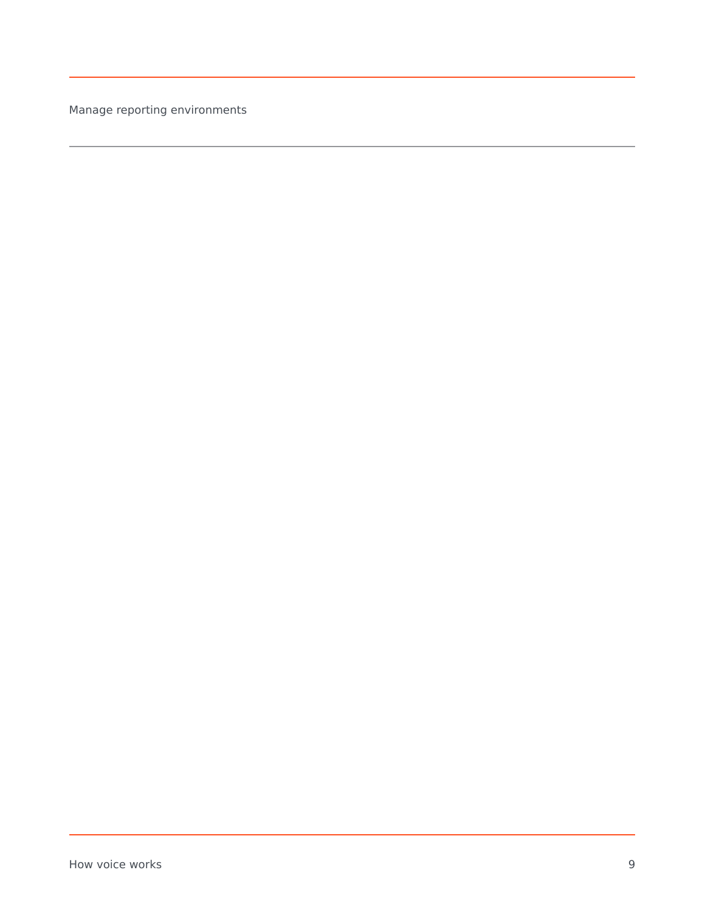Manage reporting environments